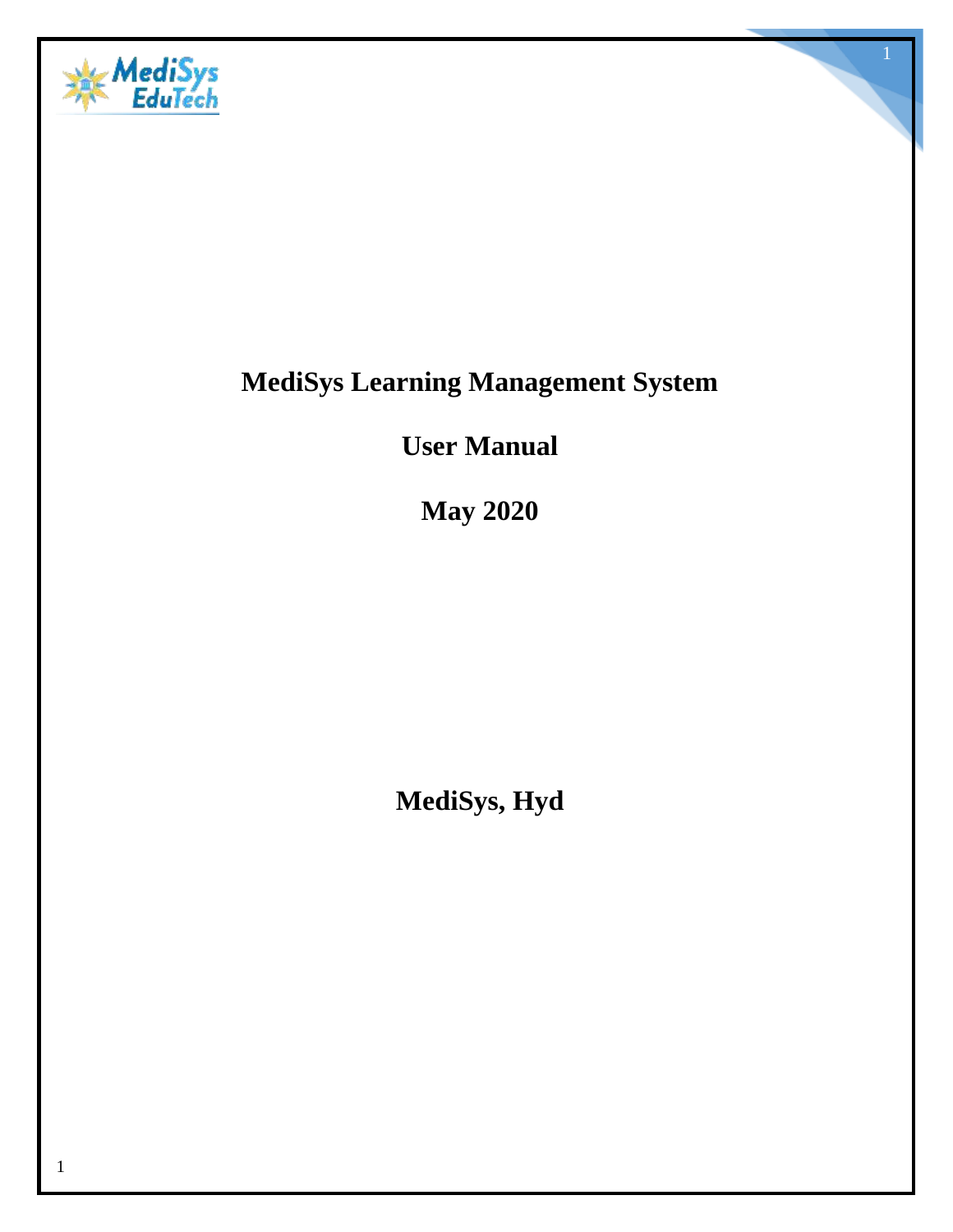# MediSys Learning Management System

## User Manual

## May 2020

## MediSys, Hyd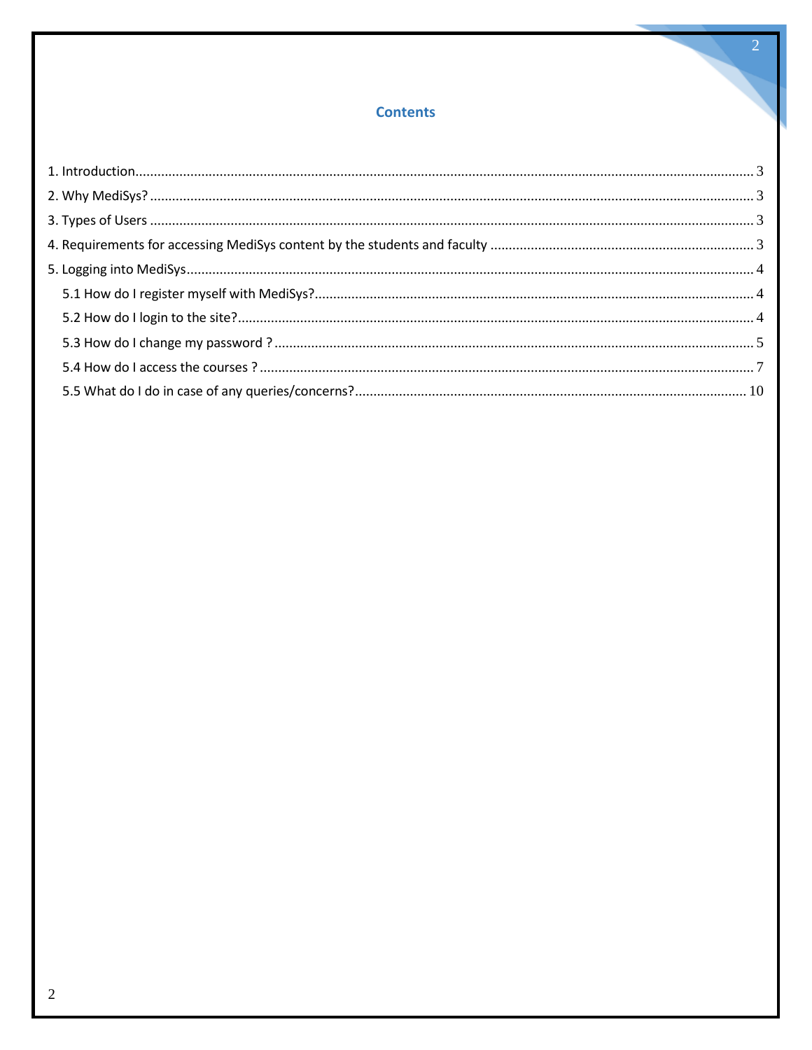## Contents

1. Introduction ........ 3
2. Why MediSys? ........ 3
3. Types of Users ........ 3
4. Requirements for accessing MediSys content by the students and faculty ........ 3
5. Logging into MediSys ........ 4
   - 5.1 How do I register myself with MediSys? ........ 4
   - 5.2 How do I login to the site? ........ 4
   - 5.3 How do I change my password ? ........ 5
   - 5.4 How do I access the courses ? ........ 7
   - 5.5 What do I do in case of any queries/concerns? ........ 10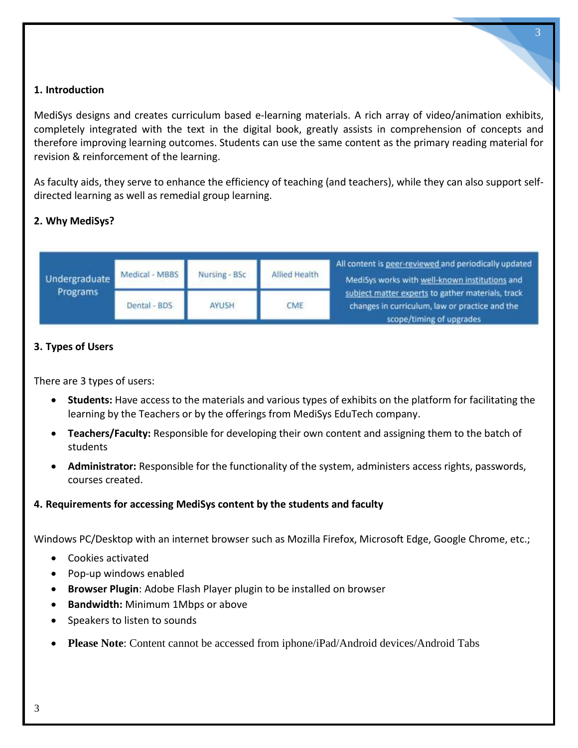## 1. Introduction

MediSys designs and creates curriculum based e-learning materials. A rich array of video/animation exhibits, completely integrated with the text in the digital book, greatly assists in comprehension of concepts and therefore improving learning outcomes. Students can use the same content as the primary reading material for revision & reinforcement of the learning.

As faculty aids, they serve to enhance the efficiency of teaching (and teachers), while they can also support self-directed learning as well as remedial group learning.

## 2. Why MediSys?

| Undergraduate Programs | Medical - MBBS | Nursing - BSc | Allied Health | All content is peer-reviewed and periodically updated MediSys works with well-known institutions and subject matter experts to gather materials, track changes in curriculum, law or practice and the scope/timing of upgrades |
|---|---|---|---|---|
| | Dental - BDS | AYUSH | CME | |

## 3. Types of Users

There are 3 types of users:

- **Students:** Have access to the materials and various types of exhibits on the platform for facilitating the learning by the Teachers or by the offerings from MediSys EduTech company.
- **Teachers/Faculty:** Responsible for developing their own content and assigning them to the batch of students
- **Administrator:** Responsible for the functionality of the system, administers access rights, passwords, courses created.

## 4. Requirements for accessing MediSys content by the students and faculty

Windows PC/Desktop with an internet browser such as Mozilla Firefox, Microsoft Edge, Google Chrome, etc.;

- Cookies activated
- Pop-up windows enabled
- **Browser Plugin**: Adobe Flash Player plugin to be installed on browser
- **Bandwidth:** Minimum 1Mbps or above
- Speakers to listen to sounds
- **Please Note**: Content cannot be accessed from iphone/iPad/Android devices/Android Tabs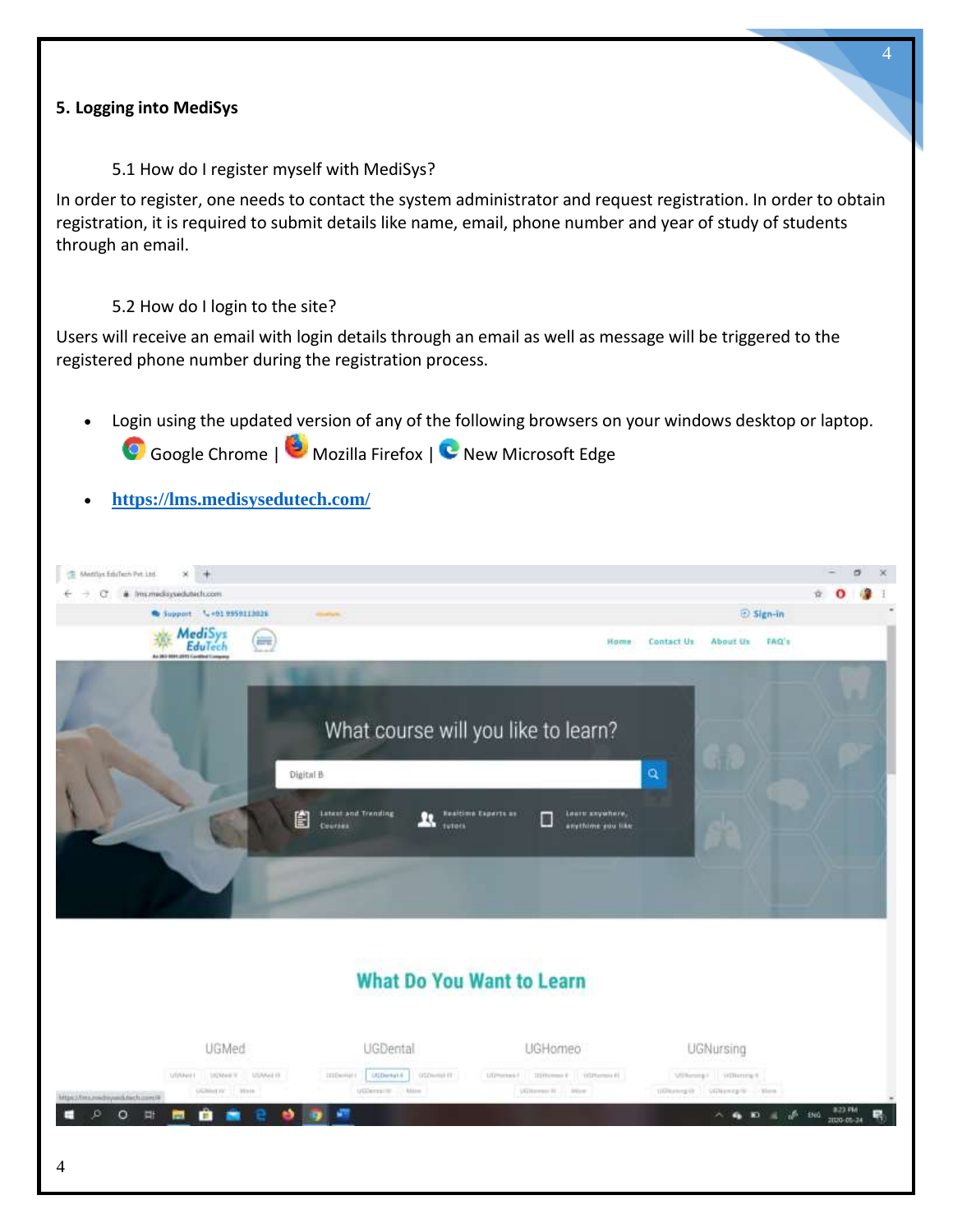## 5. Logging into MediSys

### 5.1 How do I register myself with MediSys?

In order to register, one needs to contact the system administrator and request registration. In order to obtain registration, it is required to submit details like name, email, phone number and year of study of students through an email.

### 5.2 How do I login to the site?

Users will receive an email with login details through an email as well as message will be triggered to the registered phone number during the registration process.

- Login using the updated version of any of the following browsers on your windows desktop or laptop.
  Google Chrome | Mozilla Firefox | New Microsoft Edge
- [https://lms.medisysedutech.com/](https://lms.medisysedutech.com/)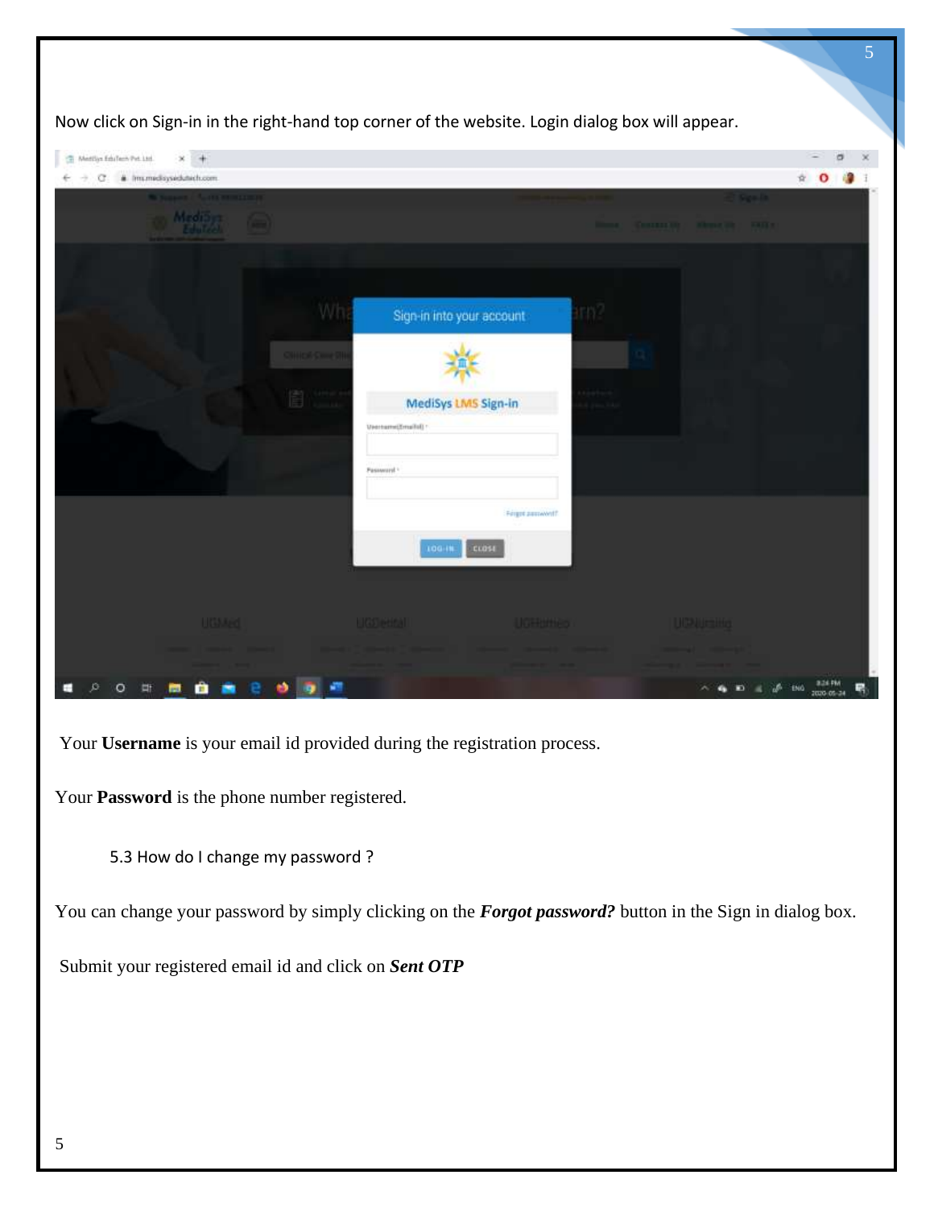Now click on Sign-in in the right-hand top corner of the website. Login dialog box will appear.

Your **Username** is your email id provided during the registration process.

Your **Password** is the phone number registered.

### 5.3 How do I change my password ?

You can change your password by simply clicking on the ***Forgot password?*** button in the Sign in dialog box.

Submit your registered email id and click on ***Sent OTP***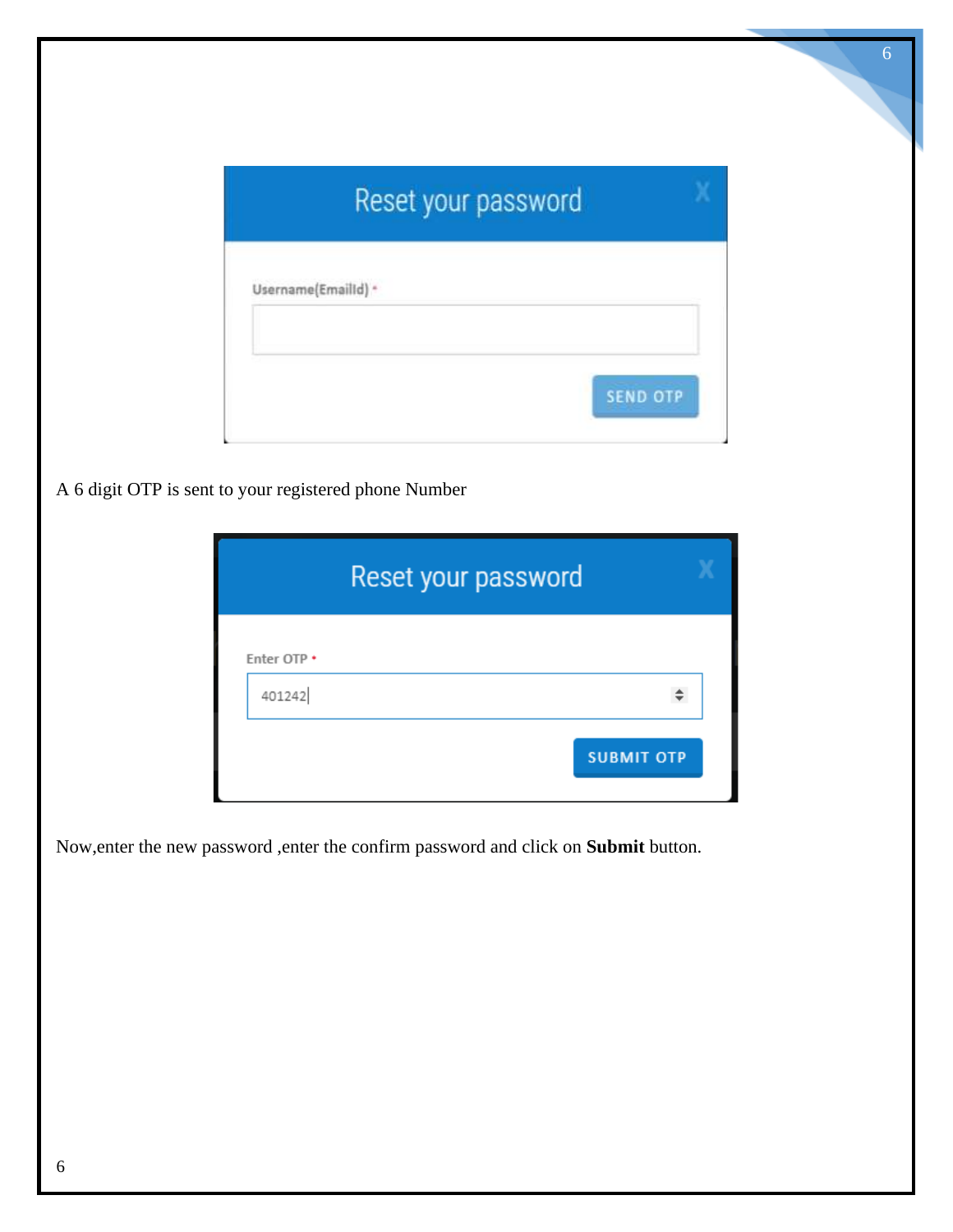Reset your password

Username(EmailId) *

SEND OTP

A 6 digit OTP is sent to your registered phone Number

Reset your password

Enter OTP *

401242

SUBMIT OTP

Now,enter the new password ,enter the confirm password and click on **Submit** button.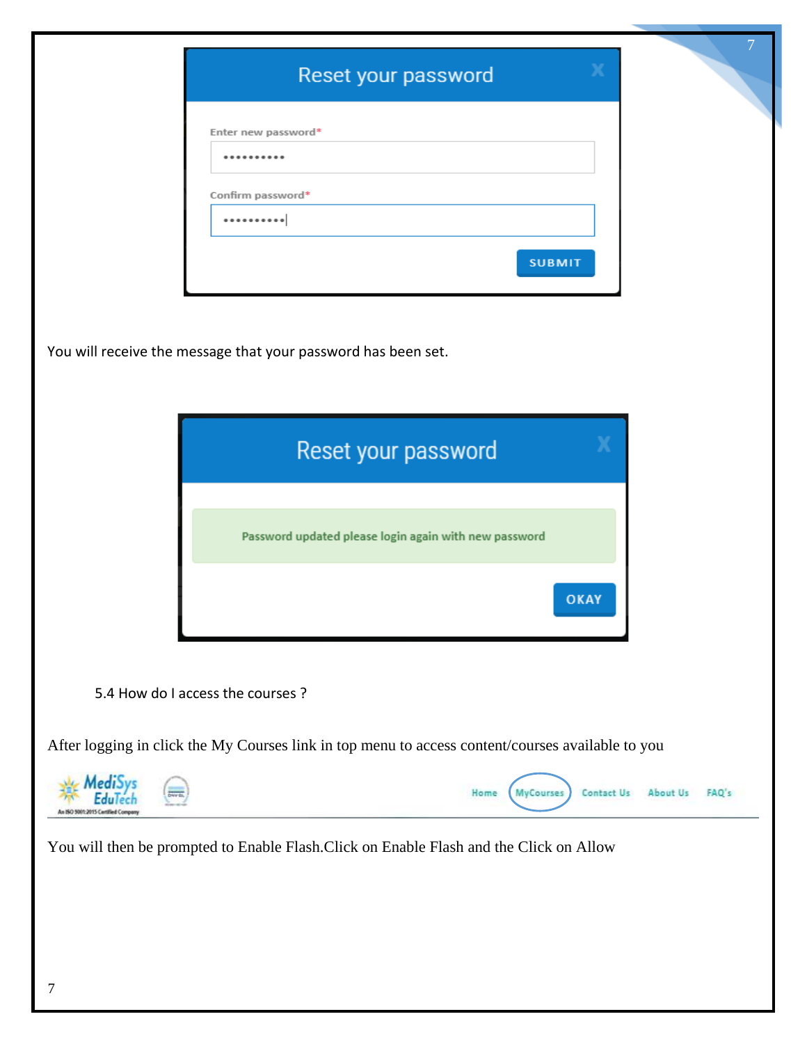Reset your password

Enter new password*

Confirm password*

SUBMIT

You will receive the message that your password has been set.

Reset your password

Password updated please login again with new password

OKAY

5.4 How do I access the courses ?

After logging in click the My Courses link in top menu to access content/courses available to you

Home MyCourses Contact Us About Us FAQ's

You will then be prompted to Enable Flash.Click on Enable Flash and the Click on Allow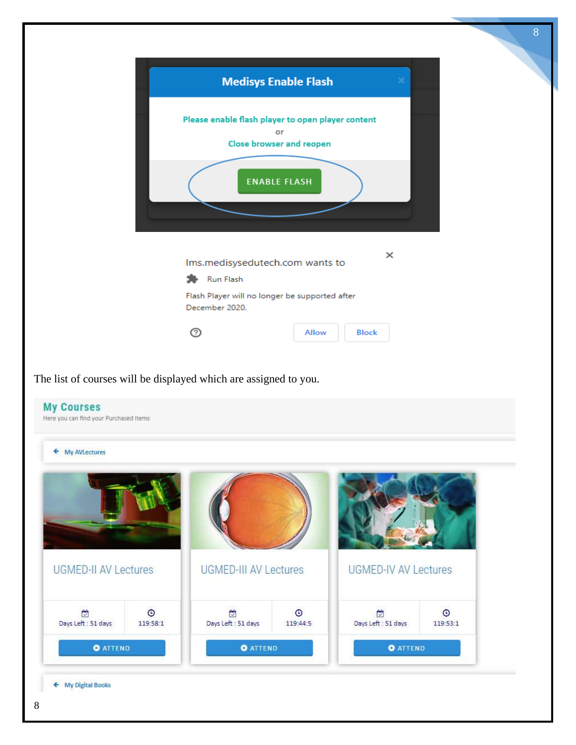Medisys Enable Flash

Please enable flash player to open player content
or
Close browser and reopen

ENABLE FLASH

lms.medisysedutech.com wants to

Run Flash

Flash Player will no longer be supported after December 2020.

Allow Block

The list of courses will be displayed which are assigned to you.

My Courses

Here you can find your Purchased Items

My AVLectures

UGMED-II AV Lectures
Days Left : 51 days
119:58:1
ATTEND

UGMED-III AV Lectures
Days Left : 51 days
119:44:5
ATTEND

UGMED-IV AV Lectures
Days Left : 51 days
119:53:1
ATTEND

My Digital Books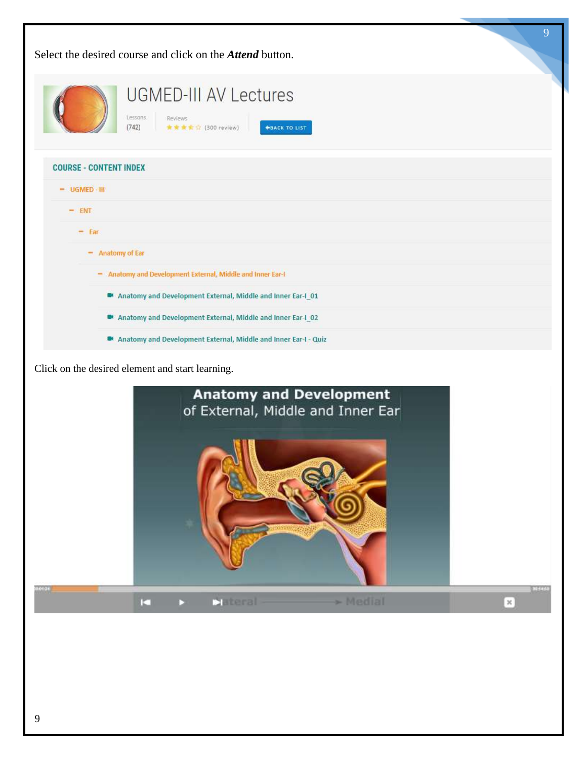Select the desired course and click on the ***Attend*** button.

UGMED-III AV Lectures

Lessons (742) | Reviews (300 review) | BACK TO LIST

COURSE - CONTENT INDEX

- UGMED - III
  - ENT
    - Ear
      - Anatomy of Ear
        - Anatomy and Development External, Middle and Inner Ear-I
          - Anatomy and Development External, Middle and Inner Ear-I_01
          - Anatomy and Development External, Middle and Inner Ear-I_02
          - Anatomy and Development External, Middle and Inner Ear-I - Quiz

Click on the desired element and start learning.

Anatomy and Development of External, Middle and Inner Ear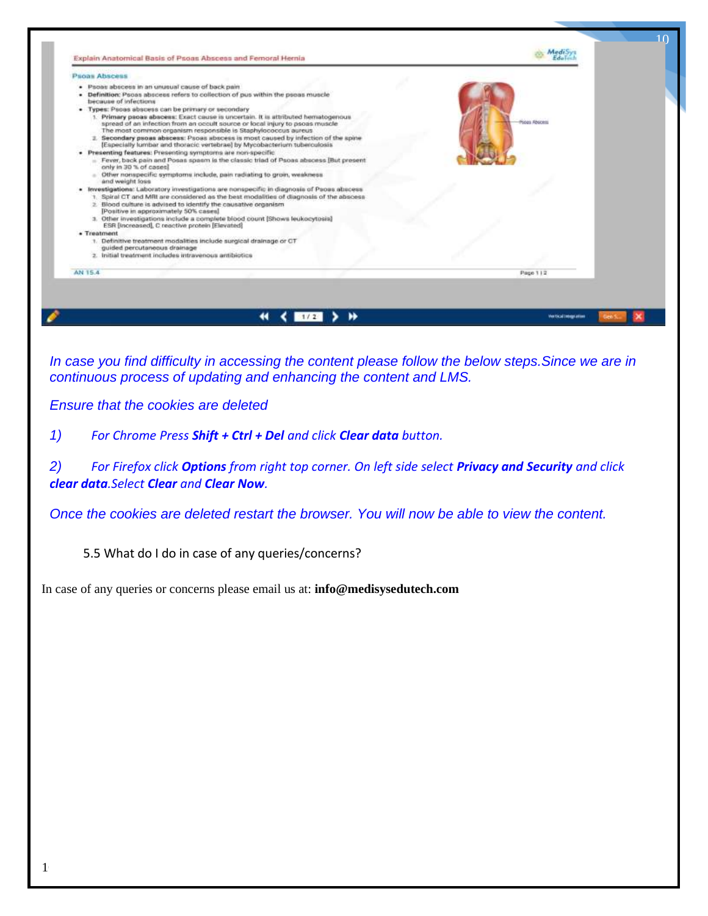In case you find difficulty in accessing the content please follow the below steps.Since we are in continuous process of updating and enhancing the content and LMS.

*Ensure that the cookies are deleted*

*1) For Chrome Press **Shift + Ctrl + Del** and click **Clear data** button.*

*2) For Firefox click **Options** from right top corner. On left side select **Privacy and Security** and click **clear data**.Select **Clear** and **Clear Now**.*

*Once the cookies are deleted restart the browser. You will now be able to view the content.*

5.5 What do I do in case of any queries/concerns?

In case of any queries or concerns please email us at: **info@medisysedutech.com**